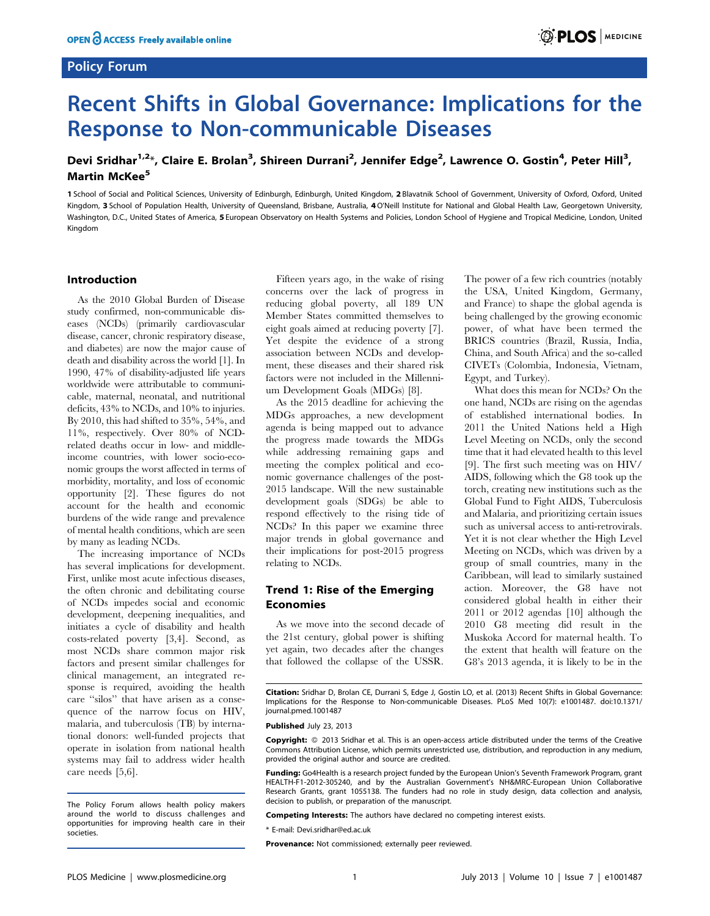Policy Forum

# Recent Shifts in Global Governance: Implications for the Response to Non-communicable Diseases

**Devi Sridhar[1,2]*, Claire E. Brolan[3], Shireen Durrani[2], Jennifer Edge[2], Lawrence O. Gostin[4], Peter Hill[3], Martin McKee[5]**

1 School of Social and Political Sciences, University of Edinburgh, Edinburgh, United Kingdom, 2 Blavatnik School of Government, University of Oxford, Oxford, United Kingdom, 3 School of Population Health, University of Queensland, Brisbane, Australia, 4 O'Neill Institute for National and Global Health Law, Georgetown University, Washington, D.C., United States of America, 5 European Observatory on Health Systems and Policies, London School of Hygiene and Tropical Medicine, London, United Kingdom

## Introduction

As the 2010 Global Burden of Disease study confirmed, non-communicable diseases (NCDs) (primarily cardiovascular disease, cancer, chronic respiratory disease, and diabetes) are now the major cause of death and disability across the world [1]. In 1990, 47% of disability-adjusted life years worldwide were attributable to communicable, maternal, neonatal, and nutritional deficits, 43% to NCDs, and 10% to injuries. By 2010, this had shifted to 35%, 54%, and 11%, respectively. Over 80% of NCD-related deaths occur in low- and middle-income countries, with lower socio-economic groups the worst affected in terms of morbidity, mortality, and loss of economic opportunity [2]. These figures do not account for the health and economic burdens of the wide range and prevalence of mental health conditions, which are seen by many as leading NCDs.

The increasing importance of NCDs has several implications for development. First, unlike most acute infectious diseases, the often chronic and debilitating course of NCDs impedes social and economic development, deepening inequalities, and initiates a cycle of disability and health costs-related poverty [3,4]. Second, as most NCDs share common major risk factors and present similar challenges for clinical management, an integrated response is required, avoiding the health care "silos" that have arisen as a consequence of the narrow focus on HIV, malaria, and tuberculosis (TB) by international donors: well-funded projects that operate in isolation from national health systems may fail to address wider health care needs [5,6].

Fifteen years ago, in the wake of rising concerns over the lack of progress in reducing global poverty, all 189 UN Member States committed themselves to eight goals aimed at reducing poverty [7]. Yet despite the evidence of a strong association between NCDs and development, these diseases and their shared risk factors were not included in the Millennium Development Goals (MDGs) [8].

As the 2015 deadline for achieving the MDGs approaches, a new development agenda is being mapped out to advance the progress made towards the MDGs while addressing remaining gaps and meeting the complex political and economic governance challenges of the post-2015 landscape. Will the new sustainable development goals (SDGs) be able to respond effectively to the rising tide of NCDs? In this paper we examine three major trends in global governance and their implications for post-2015 progress relating to NCDs.

## Trend 1: Rise of the Emerging Economies

As we move into the second decade of the 21st century, global power is shifting yet again, two decades after the changes that followed the collapse of the USSR. The power of a few rich countries (notably the USA, United Kingdom, Germany, and France) to shape the global agenda is being challenged by the growing economic power, of what have been termed the BRICS countries (Brazil, Russia, India, China, and South Africa) and the so-called CIVETs (Colombia, Indonesia, Vietnam, Egypt, and Turkey).

What does this mean for NCDs? On the one hand, NCDs are rising on the agendas of established international bodies. In 2011 the United Nations held a High Level Meeting on NCDs, only the second time that it had elevated health to this level [9]. The first such meeting was on HIV/AIDS, following which the G8 took up the torch, creating new institutions such as the Global Fund to Fight AIDS, Tuberculosis and Malaria, and prioritizing certain issues such as universal access to anti-retrovirals. Yet it is not clear whether the High Level Meeting on NCDs, which was driven by a group of small countries, many in the Caribbean, will lead to similarly sustained action. Moreover, the G8 have not considered global health in either their 2011 or 2012 agendas [10] although the 2010 G8 meeting did result in the Muskoka Accord for maternal health. To the extent that health will feature on the G8's 2013 agenda, it is likely to be in the

The Policy Forum allows health policy makers around the world to discuss challenges and opportunities for improving health care in their societies.

**Citation:** Sridhar D, Brolan CE, Durrani S, Edge J, Gostin LO, et al. (2013) Recent Shifts in Global Governance: Implications for the Response to Non-communicable Diseases. PLoS Med 10(7): e1001487. doi:10.1371/journal.pmed.1001487

**Published** July 23, 2013

**Copyright:** © 2013 Sridhar et al. This is an open-access article distributed under the terms of the Creative Commons Attribution License, which permits unrestricted use, distribution, and reproduction in any medium, provided the original author and source are credited.

**Funding:** Go4Health is a research project funded by the European Union's Seventh Framework Program, grant HEALTH-F1-2012-305240, and by the Australian Government's NH&MRC-European Union Collaborative Research Grants, grant 1055138. The funders had no role in study design, data collection and analysis, decision to publish, or preparation of the manuscript.

**Competing Interests:** The authors have declared no competing interest exists.

* E-mail: Devi.sridhar@ed.ac.uk

**Provenance:** Not commissioned; externally peer reviewed.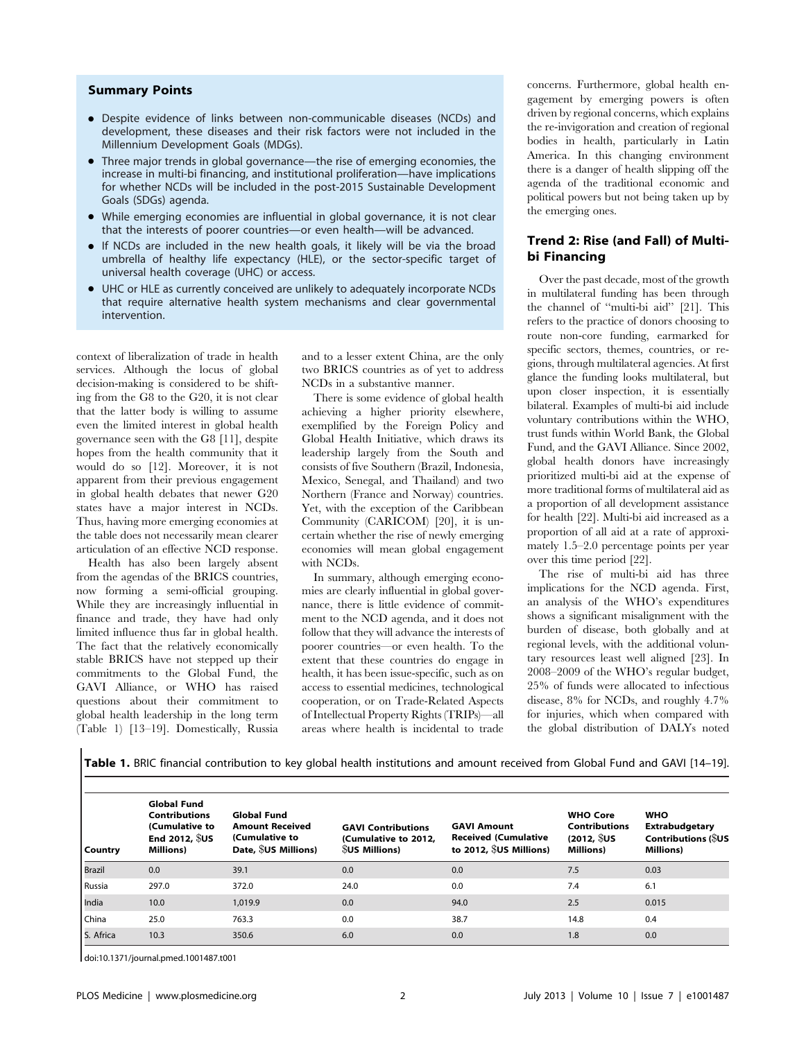**Summary Points**

- Despite evidence of links between non-communicable diseases (NCDs) and development, these diseases and their risk factors were not included in the Millennium Development Goals (MDGs).
- Three major trends in global governance—the rise of emerging economies, the increase in multi-bi financing, and institutional proliferation—have implications for whether NCDs will be included in the post-2015 Sustainable Development Goals (SDGs) agenda.
- While emerging economies are influential in global governance, it is not clear that the interests of poorer countries—or even health—will be advanced.
- If NCDs are included in the new health goals, it likely will be via the broad umbrella of healthy life expectancy (HLE), or the sector-specific target of universal health coverage (UHC) or access.
- UHC or HLE as currently conceived are unlikely to adequately incorporate NCDs that require alternative health system mechanisms and clear governmental intervention.

context of liberalization of trade in health services. Although the locus of global decision-making is considered to be shifting from the G8 to the G20, it is not clear that the latter body is willing to assume even the limited interest in global health governance seen with the G8 [11], despite hopes from the health community that it would do so [12]. Moreover, it is not apparent from their previous engagement in global health debates that newer G20 states have a major interest in NCDs. Thus, having more emerging economies at the table does not necessarily mean clearer articulation of an effective NCD response.

Health has also been largely absent from the agendas of the BRICS countries, now forming a semi-official grouping. While they are increasingly influential in finance and trade, they have had only limited influence thus far in global health. The fact that the relatively economically stable BRICS have not stepped up their commitments to the Global Fund, the GAVI Alliance, or WHO has raised questions about their commitment to global health leadership in the long term (Table 1) [13–19]. Domestically, Russia and to a lesser extent China, are the only two BRICS countries as of yet to address NCDs in a substantive manner.

There is some evidence of global health achieving a higher priority elsewhere, exemplified by the Foreign Policy and Global Health Initiative, which draws its leadership largely from the South and consists of five Southern (Brazil, Indonesia, Mexico, Senegal, and Thailand) and two Northern (France and Norway) countries. Yet, with the exception of the Caribbean Community (CARICOM) [20], it is uncertain whether the rise of newly emerging economies will mean global engagement with NCDs.

In summary, although emerging economies are clearly influential in global governance, there is little evidence of commitment to the NCD agenda, and it does not follow that they will advance the interests of poorer countries—or even health. To the extent that these countries do engage in health, it has been issue-specific, such as on access to essential medicines, technological cooperation, or on Trade-Related Aspects of Intellectual Property Rights (TRIPs)—all areas where health is incidental to trade concerns. Furthermore, global health engagement by emerging powers is often driven by regional concerns, which explains the re-invigoration and creation of regional bodies in health, particularly in Latin America. In this changing environment there is a danger of health slipping off the agenda of the traditional economic and political powers but not being taken up by the emerging ones.

## Trend 2: Rise (and Fall) of Multi-bi Financing

Over the past decade, most of the growth in multilateral funding has been through the channel of "multi-bi aid" [21]. This refers to the practice of donors choosing to route non-core funding, earmarked for specific sectors, themes, countries, or regions, through multilateral agencies. At first glance the funding looks multilateral, but upon closer inspection, it is essentially bilateral. Examples of multi-bi aid include voluntary contributions within the WHO, trust funds within World Bank, the Global Fund, and the GAVI Alliance. Since 2002, global health donors have increasingly prioritized multi-bi aid at the expense of more traditional forms of multilateral aid as a proportion of all development assistance for health [22]. Multi-bi aid increased as a proportion of all aid at a rate of approximately 1.5–2.0 percentage points per year over this time period [22].

The rise of multi-bi aid has three implications for the NCD agenda. First, an analysis of the WHO's expenditures shows a significant misalignment with the burden of disease, both globally and at regional levels, with the additional voluntary resources least well aligned [23]. In 2008–2009 of the WHO's regular budget, 25% of funds were allocated to infectious disease, 8% for NCDs, and roughly 4.7% for injuries, which when compared with the global distribution of DALYs noted

**Table 1.** BRIC financial contribution to key global health institutions and amount received from Global Fund and GAVI [14–19].

| Country | Global Fund Contributions (Cumulative to End 2012, $US Millions) | Global Fund Amount Received (Cumulative to Date, $US Millions) | GAVI Contributions (Cumulative to 2012, $US Millions) | GAVI Amount Received (Cumulative to 2012, $US Millions) | WHO Core Contributions (2012, $US Millions) | WHO Extrabudgetary Contributions ($US Millions) |
|---|---|---|---|---|---|---|
| Brazil | 0.0 | 39.1 | 0.0 | 0.0 | 7.5 | 0.03 |
| Russia | 297.0 | 372.0 | 24.0 | 0.0 | 7.4 | 6.1 |
| India | 10.0 | 1,019.9 | 0.0 | 94.0 | 2.5 | 0.015 |
| China | 25.0 | 763.3 | 0.0 | 38.7 | 14.8 | 0.4 |
| S. Africa | 10.3 | 350.6 | 6.0 | 0.0 | 1.8 | 0.0 |

doi:10.1371/journal.pmed.1001487.t001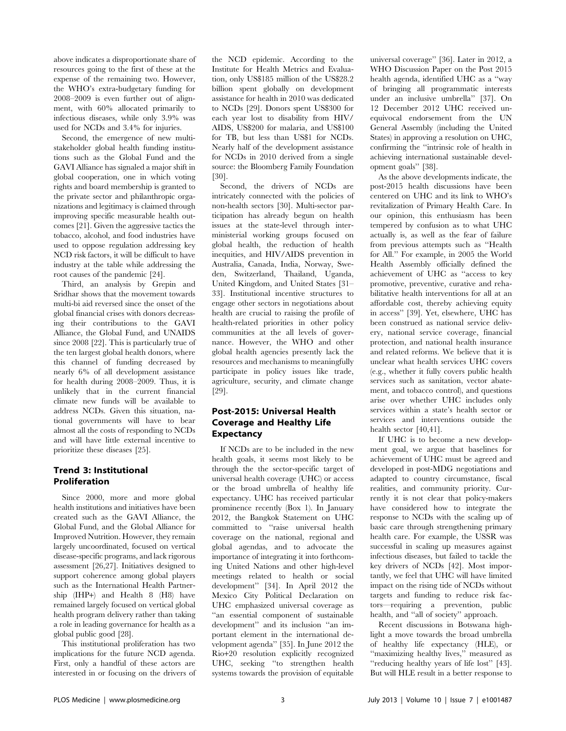above indicates a disproportionate share of resources going to the first of these at the expense of the remaining two. However, the WHO's extra-budgetary funding for 2008–2009 is even further out of alignment, with 60% allocated primarily to infectious diseases, while only 3.9% was used for NCDs and 3.4% for injuries.

Second, the emergence of new multi-stakeholder global health funding institutions such as the Global Fund and the GAVI Alliance has signaled a major shift in global cooperation, one in which voting rights and board membership is granted to the private sector and philanthropic organizations and legitimacy is claimed through improving specific measurable health outcomes [21]. Given the aggressive tactics the tobacco, alcohol, and food industries have used to oppose regulation addressing key NCD risk factors, it will be difficult to have industry at the table while addressing the root causes of the pandemic [24].

Third, an analysis by Grepin and Sridhar shows that the movement towards multi-bi aid reversed since the onset of the global financial crises with donors decreasing their contributions to the GAVI Alliance, the Global Fund, and UNAIDS since 2008 [22]. This is particularly true of the ten largest global health donors, where this channel of funding decreased by nearly 6% of all development assistance for health during 2008–2009. Thus, it is unlikely that in the current financial climate new funds will be available to address NCDs. Given this situation, national governments will have to bear almost all the costs of responding to NCDs and will have little external incentive to prioritize these diseases [25].

## Trend 3: Institutional Proliferation

Since 2000, more and more global health institutions and initiatives have been created such as the GAVI Alliance, the Global Fund, and the Global Alliance for Improved Nutrition. However, they remain largely uncoordinated, focused on vertical disease-specific programs, and lack rigorous assessment [26,27]. Initiatives designed to support coherence among global players such as the International Health Partnership (IHP+) and Health 8 (H8) have remained largely focused on vertical global health program delivery rather than taking a role in leading governance for health as a global public good [28].

This institutional proliferation has two implications for the future NCD agenda. First, only a handful of these actors are interested in or focusing on the drivers of the NCD epidemic. According to the Institute for Health Metrics and Evaluation, only US$185 million of the US$28.2 billion spent globally on development assistance for health in 2010 was dedicated to NCDs [29]. Donors spent US$300 for each year lost to disability from HIV/AIDS, US$200 for malaria, and US$100 for TB, but less than US$1 for NCDs. Nearly half of the development assistance for NCDs in 2010 derived from a single source: the Bloomberg Family Foundation [30].

Second, the drivers of NCDs are intricately connected with the policies of non-health sectors [30]. Multi-sector participation has already begun on health issues at the state-level through inter-ministerial working groups focused on global health, the reduction of health inequities, and HIV/AIDS prevention in Australia, Canada, India, Norway, Sweden, Switzerland, Thailand, Uganda, United Kingdom, and United States [31–33]. Institutional incentive structures to engage other sectors in negotiations about health are crucial to raising the profile of health-related priorities in other policy communities at the all levels of governance. However, the WHO and other global health agencies presently lack the resources and mechanisms to meaningfully participate in policy issues like trade, agriculture, security, and climate change [29].

## Post-2015: Universal Health Coverage and Healthy Life Expectancy

If NCDs are to be included in the new health goals, it seems most likely to be through the the sector-specific target of universal health coverage (UHC) or access or the broad umbrella of healthy life expectancy. UHC has received particular prominence recently (Box 1). In January 2012, the Bangkok Statement on UHC committed to "raise universal health coverage on the national, regional and global agendas, and to advocate the importance of integrating it into forthcoming United Nations and other high-level meetings related to health or social development" [34]. In April 2012 the Mexico City Political Declaration on UHC emphasized universal coverage as "an essential component of sustainable development" and its inclusion "an important element in the international development agenda" [35]. In June 2012 the Rio+20 resolution explicitly recognized UHC, seeking "to strengthen health systems towards the provision of equitable universal coverage" [36]. Later in 2012, a WHO Discussion Paper on the Post 2015 health agenda, identified UHC as a "way of bringing all programmatic interests under an inclusive umbrella" [37]. On 12 December 2012 UHC received unequivocal endorsement from the UN General Assembly (including the United States) in approving a resolution on UHC, confirming the "intrinsic role of health in achieving international sustainable development goals" [38].

As the above developments indicate, the post-2015 health discussions have been centered on UHC and its link to WHO's revitalization of Primary Health Care. In our opinion, this enthusiasm has been tempered by confusion as to what UHC actually is, as well as the fear of failure from previous attempts such as "Health for All." For example, in 2005 the World Health Assembly officially defined the achievement of UHC as "access to key promotive, preventive, curative and rehabilitative health interventions for all at an affordable cost, thereby achieving equity in access" [39]. Yet, elsewhere, UHC has been construed as national service delivery, national service coverage, financial protection, and national health insurance and related reforms. We believe that it is unclear what health services UHC covers (e.g., whether it fully covers public health services such as sanitation, vector abatement, and tobacco control), and questions arise over whether UHC includes only services within a state's health sector or services and interventions outside the health sector [40,41].

If UHC is to become a new development goal, we argue that baselines for achievement of UHC must be agreed and developed in post-MDG negotiations and adapted to country circumstance, fiscal realities, and community priority. Currently it is not clear that policy-makers have considered how to integrate the response to NCDs with the scaling up of basic care through strengthening primary health care. For example, the USSR was successful in scaling up measures against infectious diseases, but failed to tackle the key drivers of NCDs [42]. Most importantly, we feel that UHC will have limited impact on the rising tide of NCDs without targets and funding to reduce risk factors—requiring a prevention, public health, and "all of society" approach.

Recent discussions in Botswana highlight a move towards the broad umbrella of healthy life expectancy (HLE), or "maximizing healthy lives," measured as "reducing healthy years of life lost" [43]. But will HLE result in a better response to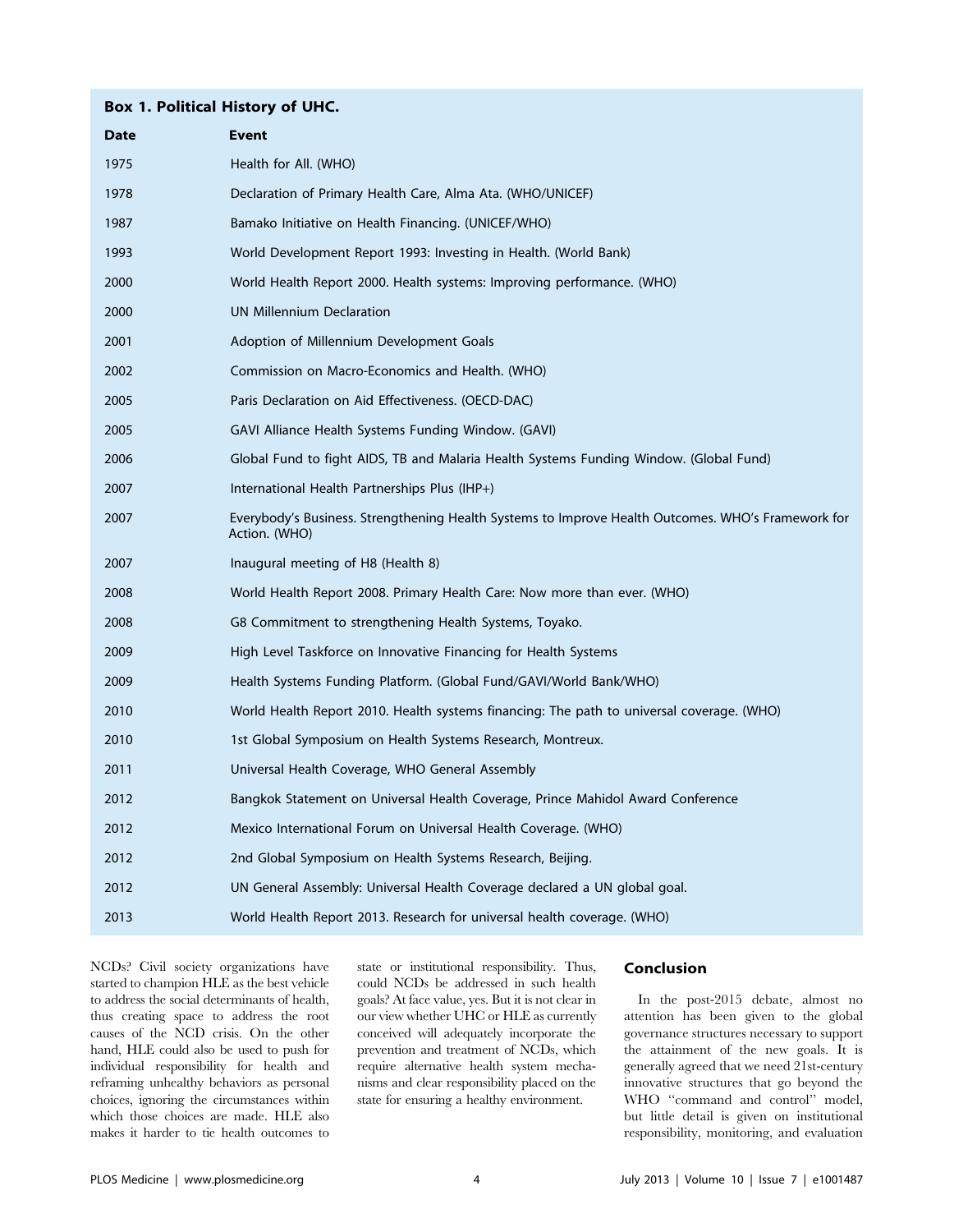**Box 1. Political History of UHC.**

| Date | Event |
| --- | --- |
| 1975 | Health for All. (WHO) |
| 1978 | Declaration of Primary Health Care, Alma Ata. (WHO/UNICEF) |
| 1987 | Bamako Initiative on Health Financing. (UNICEF/WHO) |
| 1993 | World Development Report 1993: Investing in Health. (World Bank) |
| 2000 | World Health Report 2000. Health systems: Improving performance. (WHO) |
| 2000 | UN Millennium Declaration |
| 2001 | Adoption of Millennium Development Goals |
| 2002 | Commission on Macro-Economics and Health. (WHO) |
| 2005 | Paris Declaration on Aid Effectiveness. (OECD-DAC) |
| 2005 | GAVI Alliance Health Systems Funding Window. (GAVI) |
| 2006 | Global Fund to fight AIDS, TB and Malaria Health Systems Funding Window. (Global Fund) |
| 2007 | International Health Partnerships Plus (IHP+) |
| 2007 | Everybody's Business. Strengthening Health Systems to Improve Health Outcomes. WHO's Framework for Action. (WHO) |
| 2007 | Inaugural meeting of H8 (Health 8) |
| 2008 | World Health Report 2008. Primary Health Care: Now more than ever. (WHO) |
| 2008 | G8 Commitment to strengthening Health Systems, Toyako. |
| 2009 | High Level Taskforce on Innovative Financing for Health Systems |
| 2009 | Health Systems Funding Platform. (Global Fund/GAVI/World Bank/WHO) |
| 2010 | World Health Report 2010. Health systems financing: The path to universal coverage. (WHO) |
| 2010 | 1st Global Symposium on Health Systems Research, Montreux. |
| 2011 | Universal Health Coverage, WHO General Assembly |
| 2012 | Bangkok Statement on Universal Health Coverage, Prince Mahidol Award Conference |
| 2012 | Mexico International Forum on Universal Health Coverage. (WHO) |
| 2012 | 2nd Global Symposium on Health Systems Research, Beijing. |
| 2012 | UN General Assembly: Universal Health Coverage declared a UN global goal. |
| 2013 | World Health Report 2013. Research for universal health coverage. (WHO) |

NCDs? Civil society organizations have started to champion HLE as the best vehicle to address the social determinants of health, thus creating space to address the root causes of the NCD crisis. On the other hand, HLE could also be used to push for individual responsibility for health and reframing unhealthy behaviors as personal choices, ignoring the circumstances within which those choices are made. HLE also makes it harder to tie health outcomes to state or institutional responsibility. Thus, could NCDs be addressed in such health goals? At face value, yes. But it is not clear in our view whether UHC or HLE as currently conceived will adequately incorporate the prevention and treatment of NCDs, which require alternative health system mechanisms and clear responsibility placed on the state for ensuring a healthy environment.

## Conclusion

In the post-2015 debate, almost no attention has been given to the global governance structures necessary to support the attainment of the new goals. It is generally agreed that we need 21st-century innovative structures that go beyond the WHO "command and control" model, but little detail is given on institutional responsibility, monitoring, and evaluation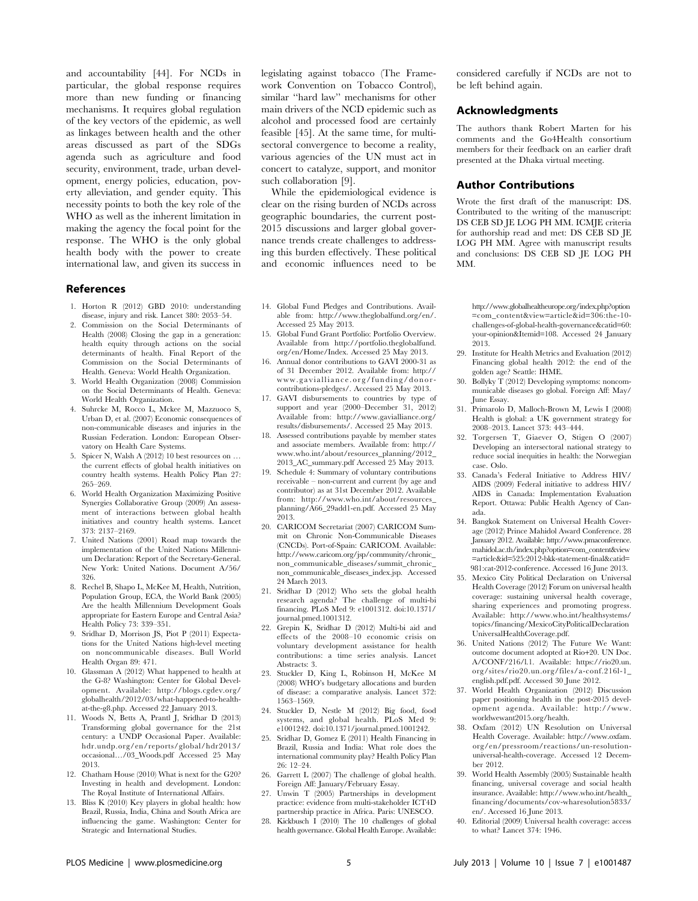and accountability [44]. For NCDs in particular, the global response requires more than new funding or financing mechanisms. It requires global regulation of the key vectors of the epidemic, as well as linkages between health and the other areas discussed as part of the SDGs agenda such as agriculture and food security, environment, trade, urban development, energy policies, education, poverty alleviation, and gender equity. This necessity points to both the key role of the WHO as well as the inherent limitation in making the agency the focal point for the response. The WHO is the only global health body with the power to create international law, and given its success in legislating against tobacco (The Framework Convention on Tobacco Control), similar "hard law" mechanisms for other main drivers of the NCD epidemic such as alcohol and processed food are certainly feasible [45]. At the same time, for multisectoral convergence to become a reality, various agencies of the UN must act in concert to catalyze, support, and monitor such collaboration [9].

While the epidemiological evidence is clear on the rising burden of NCDs across geographic boundaries, the current post-2015 discussions and larger global governance trends create challenges to addressing this burden effectively. These political and economic influences need to be considered carefully if NCDs are not to be left behind again.

## Acknowledgments

The authors thank Robert Marten for his comments and the Go4Health consortium members for their feedback on an earlier draft presented at the Dhaka virtual meeting.

## Author Contributions

Wrote the first draft of the manuscript: DS. Contributed to the writing of the manuscript: DS CEB SD JE LOG PH MM. ICMJE criteria for authorship read and met: DS CEB SD JE LOG PH MM. Agree with manuscript results and conclusions: DS CEB SD JE LOG PH MM.

## References

1. Horton R (2012) GBD 2010: understanding disease, injury and risk. Lancet 380: 2053–54.
2. Commission on the Social Determinants of Health (2008) Closing the gap in a generation: health equity through actions on the social determinants of health. Final Report of the Commission on the Social Determinants of Health. Geneva: World Health Organization.
3. World Health Organization (2008) Commission on the Social Determinants of Health. Geneva: World Health Organization.
4. Suhrcke M, Rocco L, Mckee M, Mazzuoco S, Urban D, et al. (2007) Economic consequences of non-communicable diseases and injuries in the Russian Federation. London: European Observatory on Health Care Systems.
5. Spicer N, Walsh A (2012) 10 best resources on … the current effects of global health initiatives on country health systems. Health Policy Plan 27: 265–269.
6. World Health Organization Maximizing Positive Synergies Collaborative Group (2009) An assessment of interactions between global health initiatives and country health systems. Lancet 373: 2137–2169.
7. United Nations (2001) Road map towards the implementation of the United Nations Millennium Declaration: Report of the Secretary-General. New York: United Nations. Document A/56/326.
8. Rechel B, Shapo L, McKee M, Health, Nutrition, Population Group, ECA, the World Bank (2005) Are the health Millennium Development Goals appropriate for Eastern Europe and Central Asia? Health Policy 73: 339–351.
9. Sridhar D, Morrison JS, Piot P (2011) Expectations for the United Nations high-level meeting on noncommunicable diseases. Bull World Health Organ 89: 471.
10. Glassman A (2012) What happened to health at the G-8? Washington: Center for Global Development. Available: http://blogs.cgdev.org/globalhealth/2012/03/what-happened-to-health-at-the-g8.php. Accessed 22 January 2013.
11. Woods N, Betts A, Prantl J, Sridhar D (2013) Transforming global governance for the 21st century: a UNDP Occasional Paper. Available: hdr.undp.org/en/reports/global/hdr2013/occasional…/03_Woods.pdf Accessed 25 May 2013.
12. Chatham House (2010) What is next for the G20? Investing in health and development. London: The Royal Institute of International Affairs.
13. Bliss K (2010) Key players in global health: how Brazil, Russia, India, China and South Africa are influencing the game. Washington: Center for Strategic and International Studies.
14. Global Fund Pledges and Contributions. Available from: http://www.theglobalfund.org/en/. Accessed 25 May 2013.
15. Global Fund Grant Portfolio: Portfolio Overview. Available from http://portfolio.theglobalfund.org/en/Home/Index. Accessed 25 May 2013.
16. Annual donor contributions to GAVI 2000-31 as of 31 December 2012. Available from: http://www.gavialliance.org/funding/donor-contributions-pledges/. Accessed 25 May 2013.
17. GAVI disbursements to countries by type of support and year (2000–December 31, 2012) Available from: http://www.gavialliance.org/results/disbursements/. Accessed 25 May 2013.
18. Assessed contributions payable by member states and associate members. Available from: http://www.who.int/about/resources_planning/2012_2013_AC_summary.pdf Accessed 25 May 2013.
19. Schedule 4: Summary of voluntary contributions receivable – non-current and current (by age and contributor) as at 31st December 2012. Available from: http://www.who.int/about/resources_planning/A66_29add1-en.pdf. Accessed 25 May 2013.
20. CARICOM Secretariat (2007) CARICOM Summit on Chronic Non-Communicable Diseases (CNCDs). Port-of-Spain: CARICOM. Available: http://www.caricom.org/jsp/community/chronic_non_communicable_diseases/summit_chronic_non_communicable_diseases_index.jsp. Accessed 24 March 2013.
21. Sridhar D (2012) Who sets the global health research agenda? The challenge of multi-bi financing. PLoS Med 9: e1001312. doi:10.1371/journal.pmed.1001312.
22. Grepin K, Sridhar D (2012) Multi-bi aid and effects of the 2008–10 economic crisis on voluntary development assistance for health contributions: a time series analysis. Lancet Abstracts: 3.
23. Stuckler D, King L, Robinson H, McKee M (2008) WHO's budgetary allocations and burden of disease: a comparative analysis. Lancet 372: 1563–1569.
24. Stuckler D, Nestle M (2012) Big food, food systems, and global health. PLoS Med 9: e1001242. doi:10.1371/journal.pmed.1001242.
25. Sridhar D, Gomez E (2011) Health Financing in Brazil, Russia and India: What role does the international community play? Health Policy Plan 26: 12–24.
26. Garrett L (2007) The challenge of global health. Foreign Aff: January/February Essay.
27. Unwin T (2005) Partnerships in development practice: evidence from multi-stakeholder ICT4D partnership practice in Africa. Paris: UNESCO.
28. Kickbusch I (2010) The 10 challenges of global health governance. Global Health Europe. Available: http://www.globalhealtheurope.org/index.php?option=com_content&view=article&id=306:the-10-challenges-of-global-health-governance&catid=60:your-opinion&Itemid=108. Accessed 24 January 2013.
29. Institute for Health Metrics and Evaluation (2012) Financing global health 2012: the end of the golden age? Seattle: IHME.
30. Bollyky T (2012) Developing symptoms: noncommunicable diseases go global. Foreign Aff: May/June Essay.
31. Primarolo D, Malloch-Brown M, Lewis I (2008) Health is global: a UK government strategy for 2008–2013. Lancet 373: 443–444.
32. Torgersen T, Giaever O, Stigen O (2007) Developing an intersectoral national strategy to reduce social inequities in health: the Norwegian case. Oslo.
33. Canada's Federal Initiative to Address HIV/AIDS (2009) Federal initiative to address HIV/AIDS in Canada: Implementation Evaluation Report. Ottawa: Public Health Agency of Canada.
34. Bangkok Statement on Universal Health Coverage (2012) Prince Mahidol Award Conference. 28 January 2012. Available: http://www.pmaconference.mahidol.ac.th/index.php?option=com_content&view=article&id=525:2012-bkk-statement-final&catid=981:cat-2012-conference. Accessed 16 June 2013.
35. Mexico City Political Declaration on Universal Health Coverage (2012) Forum on universal health coverage: sustaining universal health coverage, sharing experiences and promoting progress. Available: http://www.who.int/healthsystems/topics/financing/MexicoCityPoliticalDeclarationUniversalHealthCoverage.pdf.
36. United Nations (2012) The Future We Want: outcome document adopted at Rio+20. UN Doc. A/CONF/216/l.1. Available: https://rio20.un.org/sites/rio20.un.org/files/a-conf.216l-1_english.pdf.pdf. Accessed 30 June 2012.
37. World Health Organization (2012) Discussion paper positioning health in the post-2015 development agenda. Available: http://www.worldwewant2015.org/health.
38. Oxfam (2012) UN Resolution on Universal Health Coverage. Available: http://www.oxfam.org/en/pressroom/reactions/un-resolution-universal-health-coverage. Accessed 12 December 2012.
39. World Health Assembly (2005) Sustainable health financing, universal coverage and social health insurance. Available: http://www.who.int/health_financing/documents/cov-wharesolution5833/en/. Accessed 16 June 2013.
40. Editorial (2009) Universal health coverage: access to what? Lancet 374: 1946.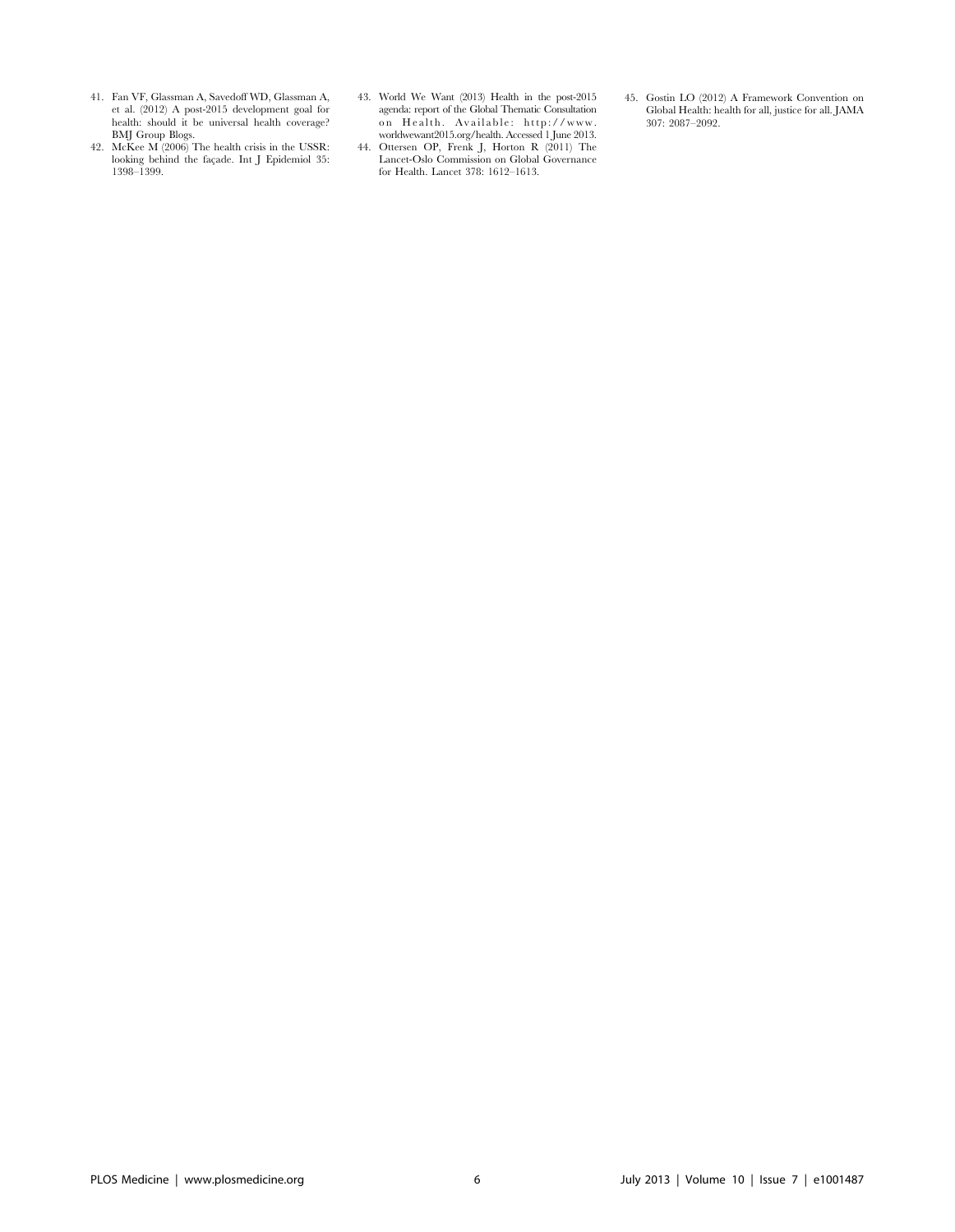41. Fan VF, Glassman A, Savedoff WD, Glassman A, et al. (2012) A post-2015 development goal for health: should it be universal health coverage? BMJ Group Blogs.
42. McKee M (2006) The health crisis in the USSR: looking behind the façade. Int J Epidemiol 35: 1398–1399.
43. World We Want (2013) Health in the post-2015 agenda: report of the Global Thematic Consultation on Health. Available: http://www.worldwewant2015.org/health. Accessed 1 June 2013.
44. Ottersen OP, Frenk J, Horton R (2011) The Lancet-Oslo Commission on Global Governance for Health. Lancet 378: 1612–1613.
45. Gostin LO (2012) A Framework Convention on Global Health: health for all, justice for all. JAMA 307: 2087–2092.